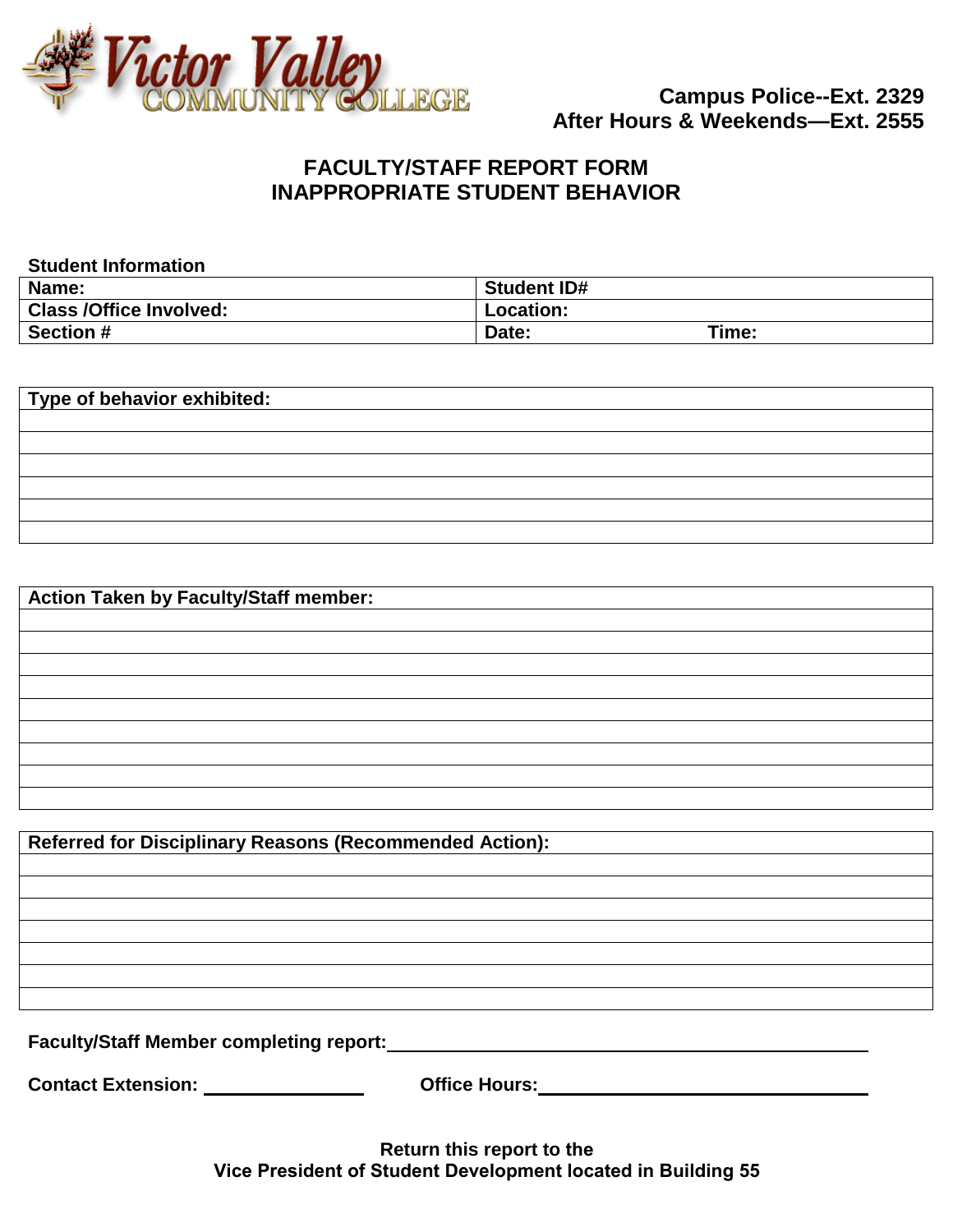Victor Valley COMMUNITY COLLEGE

**Campus Police--Ext. 2329**
**After Hours & Weekends—Ext. 2555**

# FACULTY/STAFF REPORT FORM
# INAPPROPRIATE STUDENT BEHAVIOR

**Student Information**

| Name: | Student ID# | |
|---|---|---|
| Class /Office Involved: | Location: | |
| Section # | Date: | Time: |

| Type of behavior exhibited: |
|---|
| |
| |
| |
| |
| |
| |

| Action Taken by Faculty/Staff member: |
|---|
| |
| |
| |
| |
| |
| |
| |
| |
| |

| Referred for Disciplinary Reasons (Recommended Action): |
|---|
| |
| |
| |
| |
| |
| |
| |

**Faculty/Staff Member completing report:** ______________________________

**Contact Extension:** ______________ **Office Hours:** ______________________

**Return this report to the**
**Vice President of Student Development located in Building 55**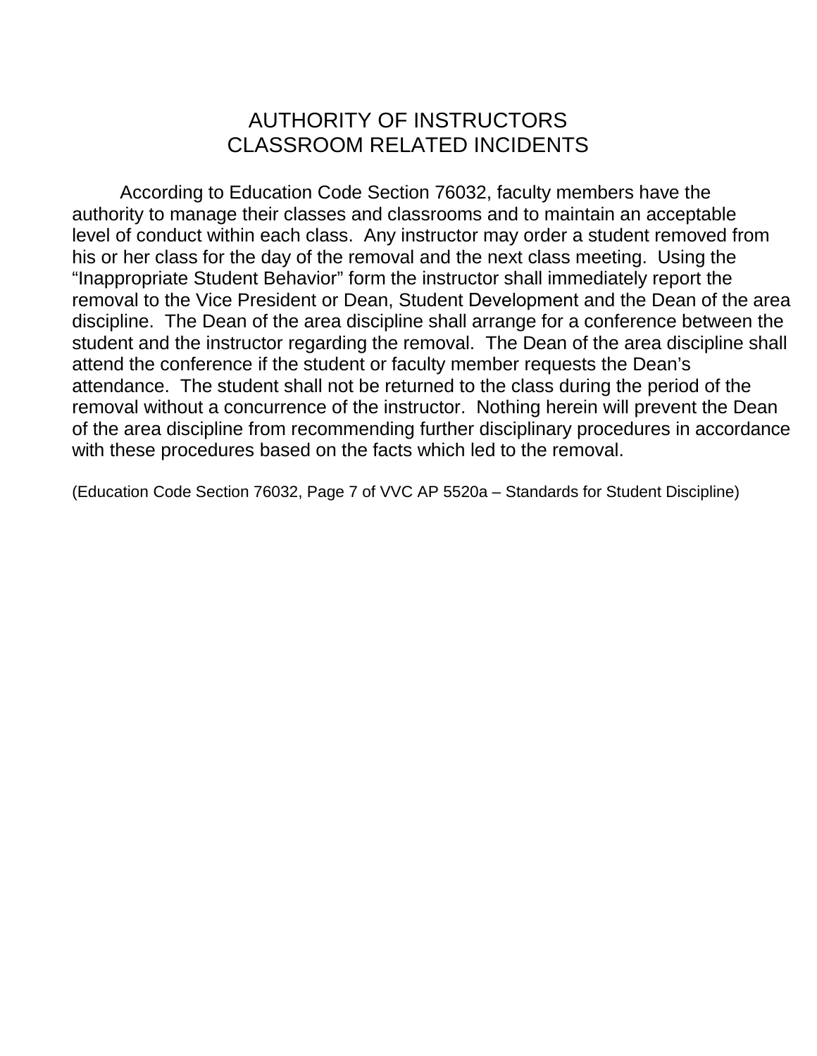# AUTHORITY OF INSTRUCTORS
# CLASSROOM RELATED INCIDENTS

According to Education Code Section 76032, faculty members have the authority to manage their classes and classrooms and to maintain an acceptable level of conduct within each class. Any instructor may order a student removed from his or her class for the day of the removal and the next class meeting. Using the "Inappropriate Student Behavior" form the instructor shall immediately report the removal to the Vice President or Dean, Student Development and the Dean of the area discipline. The Dean of the area discipline shall arrange for a conference between the student and the instructor regarding the removal. The Dean of the area discipline shall attend the conference if the student or faculty member requests the Dean's attendance. The student shall not be returned to the class during the period of the removal without a concurrence of the instructor. Nothing herein will prevent the Dean of the area discipline from recommending further disciplinary procedures in accordance with these procedures based on the facts which led to the removal.

(Education Code Section 76032, Page 7 of VVC AP 5520a – Standards for Student Discipline)